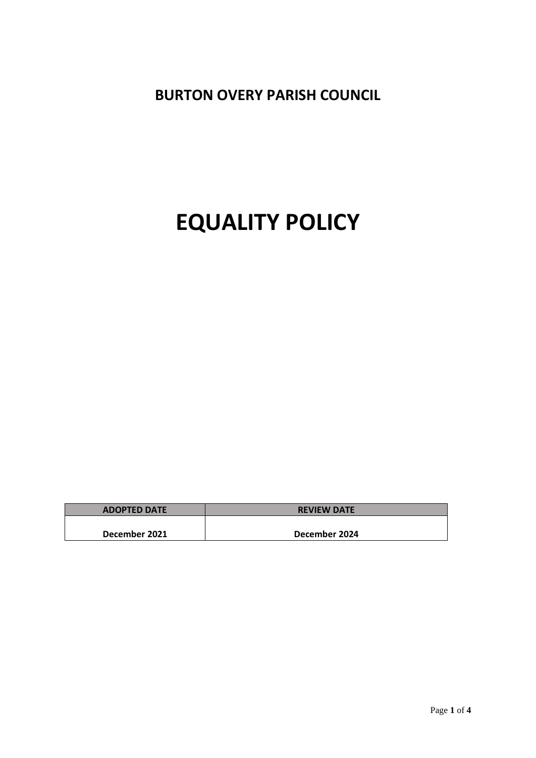**BURTON OVERY PARISH COUNCIL**

# EQUALITY POLICY

| ADOPTED DATE | REVIEW DATE |
|---|---|
| December 2021 | December 2024 |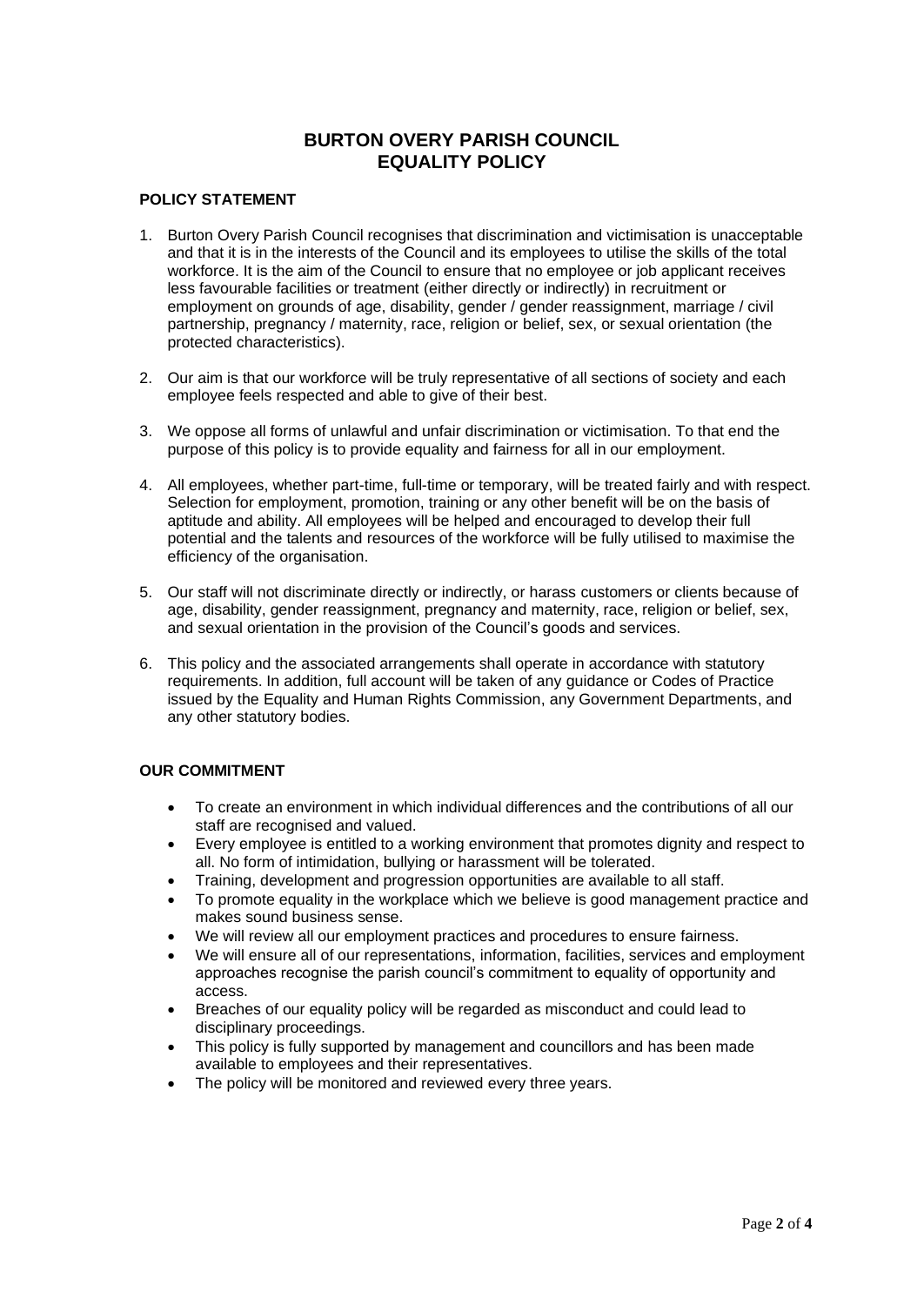# BURTON OVERY PARISH COUNCIL
# EQUALITY POLICY

## POLICY STATEMENT

1. Burton Overy Parish Council recognises that discrimination and victimisation is unacceptable and that it is in the interests of the Council and its employees to utilise the skills of the total workforce. It is the aim of the Council to ensure that no employee or job applicant receives less favourable facilities or treatment (either directly or indirectly) in recruitment or employment on grounds of age, disability, gender / gender reassignment, marriage / civil partnership, pregnancy / maternity, race, religion or belief, sex, or sexual orientation (the protected characteristics).

2. Our aim is that our workforce will be truly representative of all sections of society and each employee feels respected and able to give of their best.

3. We oppose all forms of unlawful and unfair discrimination or victimisation. To that end the purpose of this policy is to provide equality and fairness for all in our employment.

4. All employees, whether part-time, full-time or temporary, will be treated fairly and with respect. Selection for employment, promotion, training or any other benefit will be on the basis of aptitude and ability. All employees will be helped and encouraged to develop their full potential and the talents and resources of the workforce will be fully utilised to maximise the efficiency of the organisation.

5. Our staff will not discriminate directly or indirectly, or harass customers or clients because of age, disability, gender reassignment, pregnancy and maternity, race, religion or belief, sex, and sexual orientation in the provision of the Council's goods and services.

6. This policy and the associated arrangements shall operate in accordance with statutory requirements. In addition, full account will be taken of any guidance or Codes of Practice issued by the Equality and Human Rights Commission, any Government Departments, and any other statutory bodies.

## OUR COMMITMENT

- To create an environment in which individual differences and the contributions of all our staff are recognised and valued.
- Every employee is entitled to a working environment that promotes dignity and respect to all. No form of intimidation, bullying or harassment will be tolerated.
- Training, development and progression opportunities are available to all staff.
- To promote equality in the workplace which we believe is good management practice and makes sound business sense.
- We will review all our employment practices and procedures to ensure fairness.
- We will ensure all of our representations, information, facilities, services and employment approaches recognise the parish council's commitment to equality of opportunity and access.
- Breaches of our equality policy will be regarded as misconduct and could lead to disciplinary proceedings.
- This policy is fully supported by management and councillors and has been made available to employees and their representatives.
- The policy will be monitored and reviewed every three years.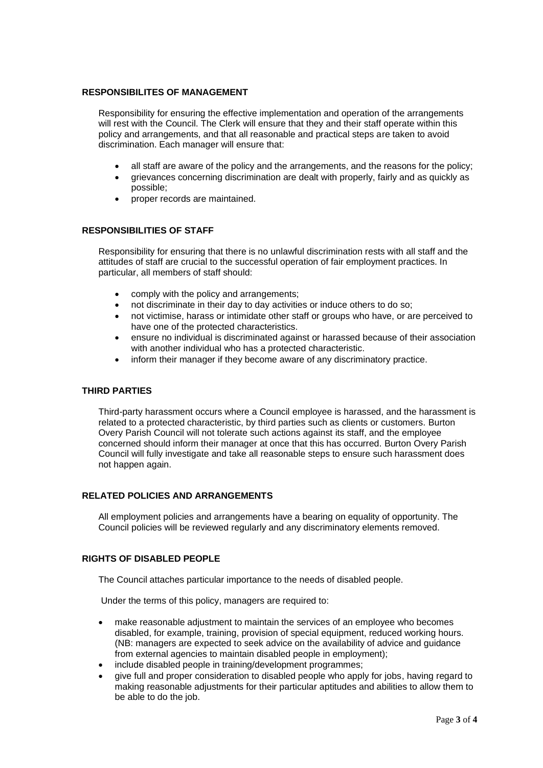## RESPONSIBILITES OF MANAGEMENT

Responsibility for ensuring the effective implementation and operation of the arrangements will rest with the Council. The Clerk will ensure that they and their staff operate within this policy and arrangements, and that all reasonable and practical steps are taken to avoid discrimination. Each manager will ensure that:

- all staff are aware of the policy and the arrangements, and the reasons for the policy;
- grievances concerning discrimination are dealt with properly, fairly and as quickly as possible;
- proper records are maintained.

## RESPONSIBILITIES OF STAFF

Responsibility for ensuring that there is no unlawful discrimination rests with all staff and the attitudes of staff are crucial to the successful operation of fair employment practices. In particular, all members of staff should:

- comply with the policy and arrangements;
- not discriminate in their day to day activities or induce others to do so;
- not victimise, harass or intimidate other staff or groups who have, or are perceived to have one of the protected characteristics.
- ensure no individual is discriminated against or harassed because of their association with another individual who has a protected characteristic.
- inform their manager if they become aware of any discriminatory practice.

## THIRD PARTIES

Third-party harassment occurs where a Council employee is harassed, and the harassment is related to a protected characteristic, by third parties such as clients or customers. Burton Overy Parish Council will not tolerate such actions against its staff, and the employee concerned should inform their manager at once that this has occurred. Burton Overy Parish Council will fully investigate and take all reasonable steps to ensure such harassment does not happen again.

## RELATED POLICIES AND ARRANGEMENTS

All employment policies and arrangements have a bearing on equality of opportunity. The Council policies will be reviewed regularly and any discriminatory elements removed.

## RIGHTS OF DISABLED PEOPLE

The Council attaches particular importance to the needs of disabled people.

Under the terms of this policy, managers are required to:

- make reasonable adjustment to maintain the services of an employee who becomes disabled, for example, training, provision of special equipment, reduced working hours. (NB: managers are expected to seek advice on the availability of advice and guidance from external agencies to maintain disabled people in employment);
- include disabled people in training/development programmes;
- give full and proper consideration to disabled people who apply for jobs, having regard to making reasonable adjustments for their particular aptitudes and abilities to allow them to be able to do the job.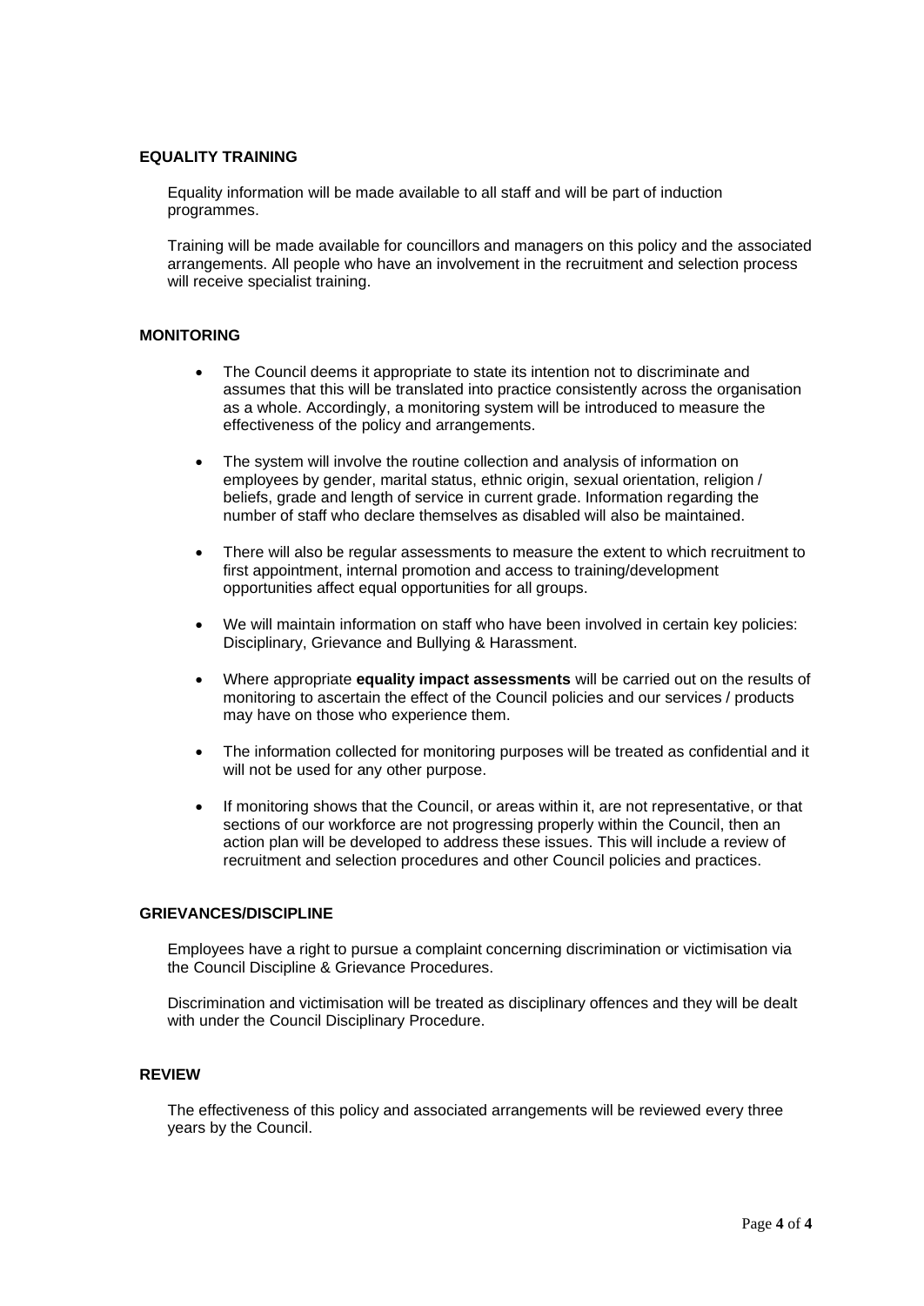## EQUALITY TRAINING

Equality information will be made available to all staff and will be part of induction programmes.

Training will be made available for councillors and managers on this policy and the associated arrangements. All people who have an involvement in the recruitment and selection process will receive specialist training.

## MONITORING

- The Council deems it appropriate to state its intention not to discriminate and assumes that this will be translated into practice consistently across the organisation as a whole. Accordingly, a monitoring system will be introduced to measure the effectiveness of the policy and arrangements.
- The system will involve the routine collection and analysis of information on employees by gender, marital status, ethnic origin, sexual orientation, religion / beliefs, grade and length of service in current grade. Information regarding the number of staff who declare themselves as disabled will also be maintained.
- There will also be regular assessments to measure the extent to which recruitment to first appointment, internal promotion and access to training/development opportunities affect equal opportunities for all groups.
- We will maintain information on staff who have been involved in certain key policies: Disciplinary, Grievance and Bullying & Harassment.
- Where appropriate **equality impact assessments** will be carried out on the results of monitoring to ascertain the effect of the Council policies and our services / products may have on those who experience them.
- The information collected for monitoring purposes will be treated as confidential and it will not be used for any other purpose.
- If monitoring shows that the Council, or areas within it, are not representative, or that sections of our workforce are not progressing properly within the Council, then an action plan will be developed to address these issues. This will include a review of recruitment and selection procedures and other Council policies and practices.

## GRIEVANCES/DISCIPLINE

Employees have a right to pursue a complaint concerning discrimination or victimisation via the Council Discipline & Grievance Procedures.

Discrimination and victimisation will be treated as disciplinary offences and they will be dealt with under the Council Disciplinary Procedure.

## REVIEW

The effectiveness of this policy and associated arrangements will be reviewed every three years by the Council.